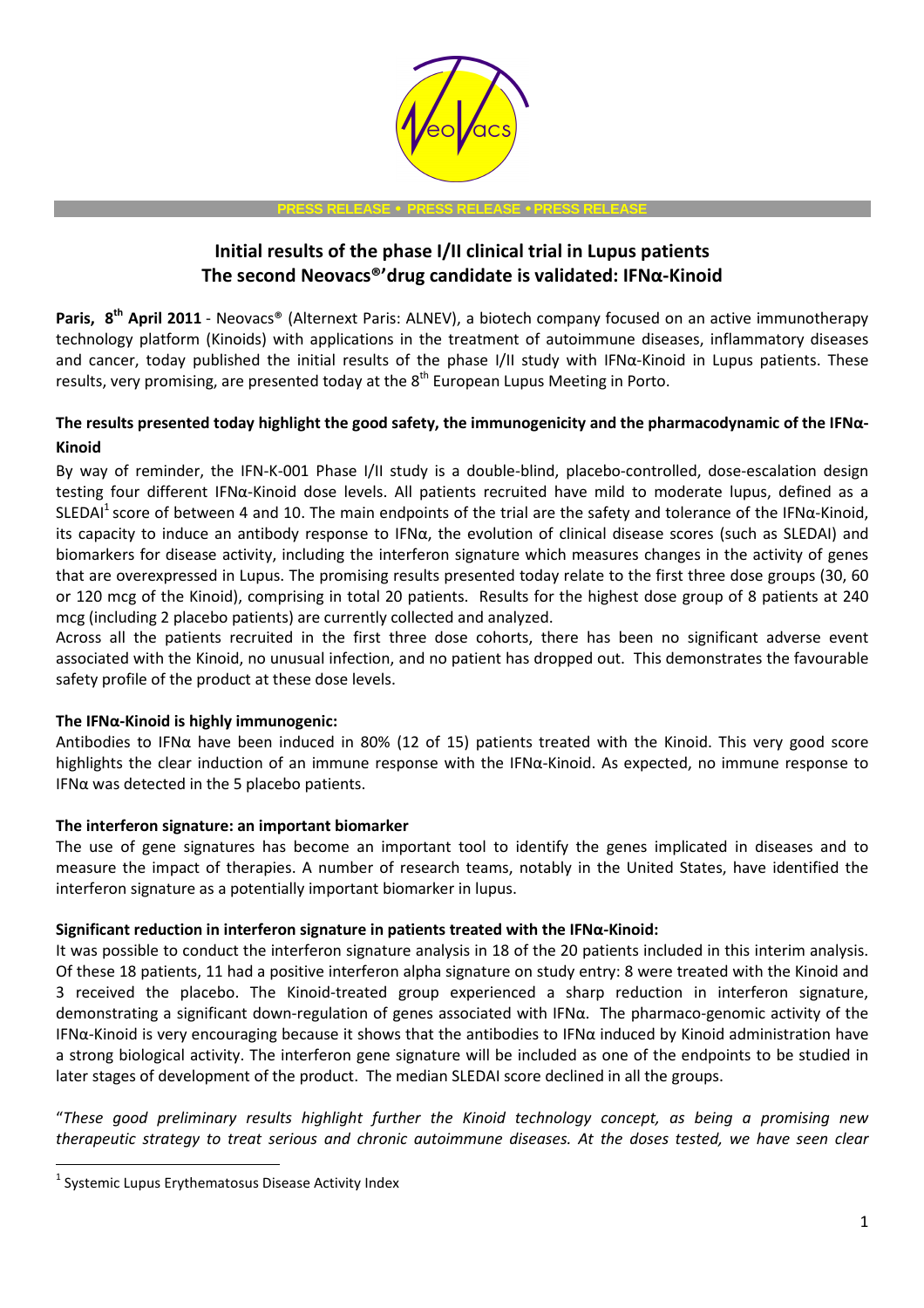PRESS RELEASE • PRESS RELEASE • PRESS RELEASE

# Initial results of the phase I/II clinical trial in Lupus patients
# The second Neovacs®'drug candidate is validated: IFNα-Kinoid

**Paris, 8th April 2011** - Neovacs® (Alternext Paris: ALNEV), a biotech company focused on an active immunotherapy technology platform (Kinoids) with applications in the treatment of autoimmune diseases, inflammatory diseases and cancer, today published the initial results of the phase I/II study with IFNα-Kinoid in Lupus patients. These results, very promising, are presented today at the 8th European Lupus Meeting in Porto.

**The results presented today highlight the good safety, the immunogenicity and the pharmacodynamic of the IFNα-Kinoid**

By way of reminder, the IFN-K-001 Phase I/II study is a double-blind, placebo-controlled, dose-escalation design testing four different IFNα-Kinoid dose levels. All patients recruited have mild to moderate lupus, defined as a SLEDAI[1] score of between 4 and 10. The main endpoints of the trial are the safety and tolerance of the IFNα-Kinoid, its capacity to induce an antibody response to IFNα, the evolution of clinical disease scores (such as SLEDAI) and biomarkers for disease activity, including the interferon signature which measures changes in the activity of genes that are overexpressed in Lupus. The promising results presented today relate to the first three dose groups (30, 60 or 120 mcg of the Kinoid), comprising in total 20 patients. Results for the highest dose group of 8 patients at 240 mcg (including 2 placebo patients) are currently collected and analyzed.

Across all the patients recruited in the first three dose cohorts, there has been no significant adverse event associated with the Kinoid, no unusual infection, and no patient has dropped out. This demonstrates the favourable safety profile of the product at these dose levels.

**The IFNα-Kinoid is highly immunogenic:**

Antibodies to IFNα have been induced in 80% (12 of 15) patients treated with the Kinoid. This very good score highlights the clear induction of an immune response with the IFNα-Kinoid. As expected, no immune response to IFNα was detected in the 5 placebo patients.

**The interferon signature: an important biomarker**

The use of gene signatures has become an important tool to identify the genes implicated in diseases and to measure the impact of therapies. A number of research teams, notably in the United States, have identified the interferon signature as a potentially important biomarker in lupus.

**Significant reduction in interferon signature in patients treated with the IFNα-Kinoid:**

It was possible to conduct the interferon signature analysis in 18 of the 20 patients included in this interim analysis. Of these 18 patients, 11 had a positive interferon alpha signature on study entry: 8 were treated with the Kinoid and 3 received the placebo. The Kinoid-treated group experienced a sharp reduction in interferon signature, demonstrating a significant down-regulation of genes associated with IFNα. The pharmaco-genomic activity of the IFNα-Kinoid is very encouraging because it shows that the antibodies to IFNα induced by Kinoid administration have a strong biological activity. The interferon gene signature will be included as one of the endpoints to be studied in later stages of development of the product. The median SLEDAI score declined in all the groups.

"*These good preliminary results highlight further the Kinoid technology concept, as being a promising new therapeutic strategy to treat serious and chronic autoimmune diseases. At the doses tested, we have seen clear*

[1] Systemic Lupus Erythematosus Disease Activity Index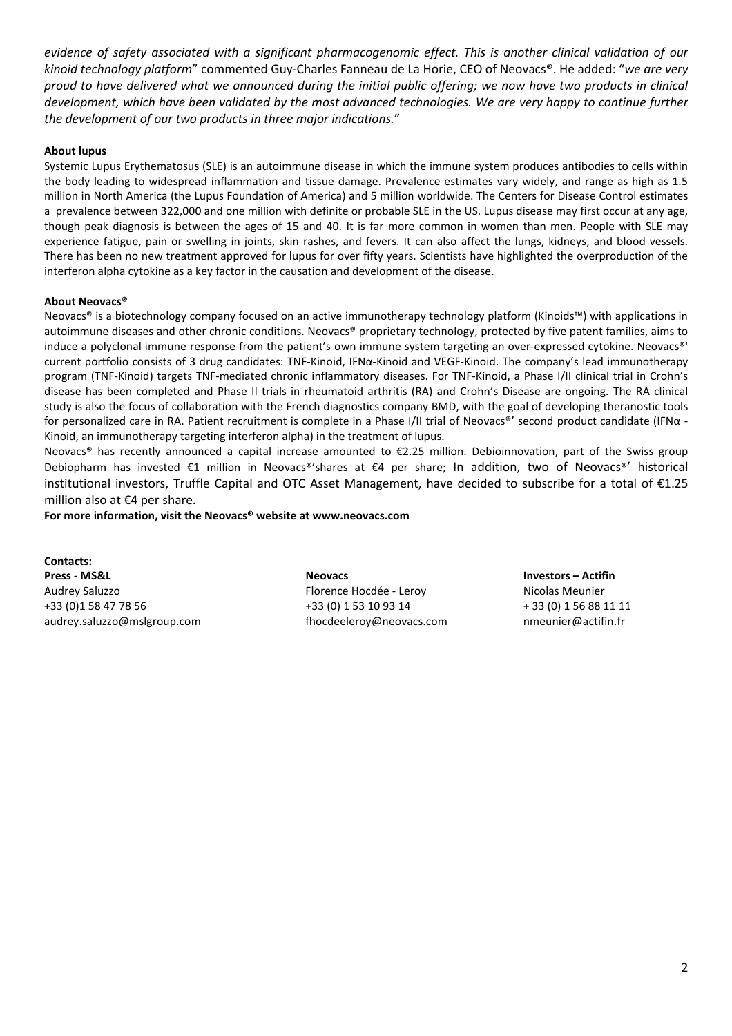*evidence of safety associated with a significant pharmacogenomic effect. This is another clinical validation of our kinoid technology platform*" commented Guy-Charles Fanneau de La Horie, CEO of Neovacs®. He added: "*we are very proud to have delivered what we announced during the initial public offering; we now have two products in clinical development, which have been validated by the most advanced technologies. We are very happy to continue further the development of our two products in three major indications.*"

**About lupus**

Systemic Lupus Erythematosus (SLE) is an autoimmune disease in which the immune system produces antibodies to cells within the body leading to widespread inflammation and tissue damage. Prevalence estimates vary widely, and range as high as 1.5 million in North America (the Lupus Foundation of America) and 5 million worldwide. The Centers for Disease Control estimates a prevalence between 322,000 and one million with definite or probable SLE in the US. Lupus disease may first occur at any age, though peak diagnosis is between the ages of 15 and 40. It is far more common in women than men. People with SLE may experience fatigue, pain or swelling in joints, skin rashes, and fevers. It can also affect the lungs, kidneys, and blood vessels. There has been no new treatment approved for lupus for over fifty years. Scientists have highlighted the overproduction of the interferon alpha cytokine as a key factor in the causation and development of the disease.

**About Neovacs®**

Neovacs® is a biotechnology company focused on an active immunotherapy technology platform (Kinoids™) with applications in autoimmune diseases and other chronic conditions. Neovacs® proprietary technology, protected by five patent families, aims to induce a polyclonal immune response from the patient's own immune system targeting an over-expressed cytokine. Neovacs®' current portfolio consists of 3 drug candidates: TNF-Kinoid, IFNα-Kinoid and VEGF-Kinoid. The company's lead immunotherapy program (TNF-Kinoid) targets TNF-mediated chronic inflammatory diseases. For TNF-Kinoid, a Phase I/II clinical trial in Crohn's disease has been completed and Phase II trials in rheumatoid arthritis (RA) and Crohn's Disease are ongoing. The RA clinical study is also the focus of collaboration with the French diagnostics company BMD, with the goal of developing theranostic tools for personalized care in RA. Patient recruitment is complete in a Phase I/II trial of Neovacs®' second product candidate (IFNα - Kinoid, an immunotherapy targeting interferon alpha) in the treatment of lupus.

Neovacs® has recently announced a capital increase amounted to €2.25 million. Debioinnovation, part of the Swiss group Debiopharm has invested €1 million in Neovacs®'shares at €4 per share; In addition, two of Neovacs®' historical institutional investors, Truffle Capital and OTC Asset Management, have decided to subscribe for a total of €1.25 million also at €4 per share.

**For more information, visit the Neovacs® website at www.neovacs.com**

**Contacts:**

**Press - MS&L**
Audrey Saluzzo
+33 (0)1 58 47 78 56
audrey.saluzzo@mslgroup.com

**Neovacs**
Florence Hocdée - Leroy
+33 (0) 1 53 10 93 14
fhocdeeleroy@neovacs.com

**Investors – Actifin**
Nicolas Meunier
+ 33 (0) 1 56 88 11 11
nmeunier@actifin.fr